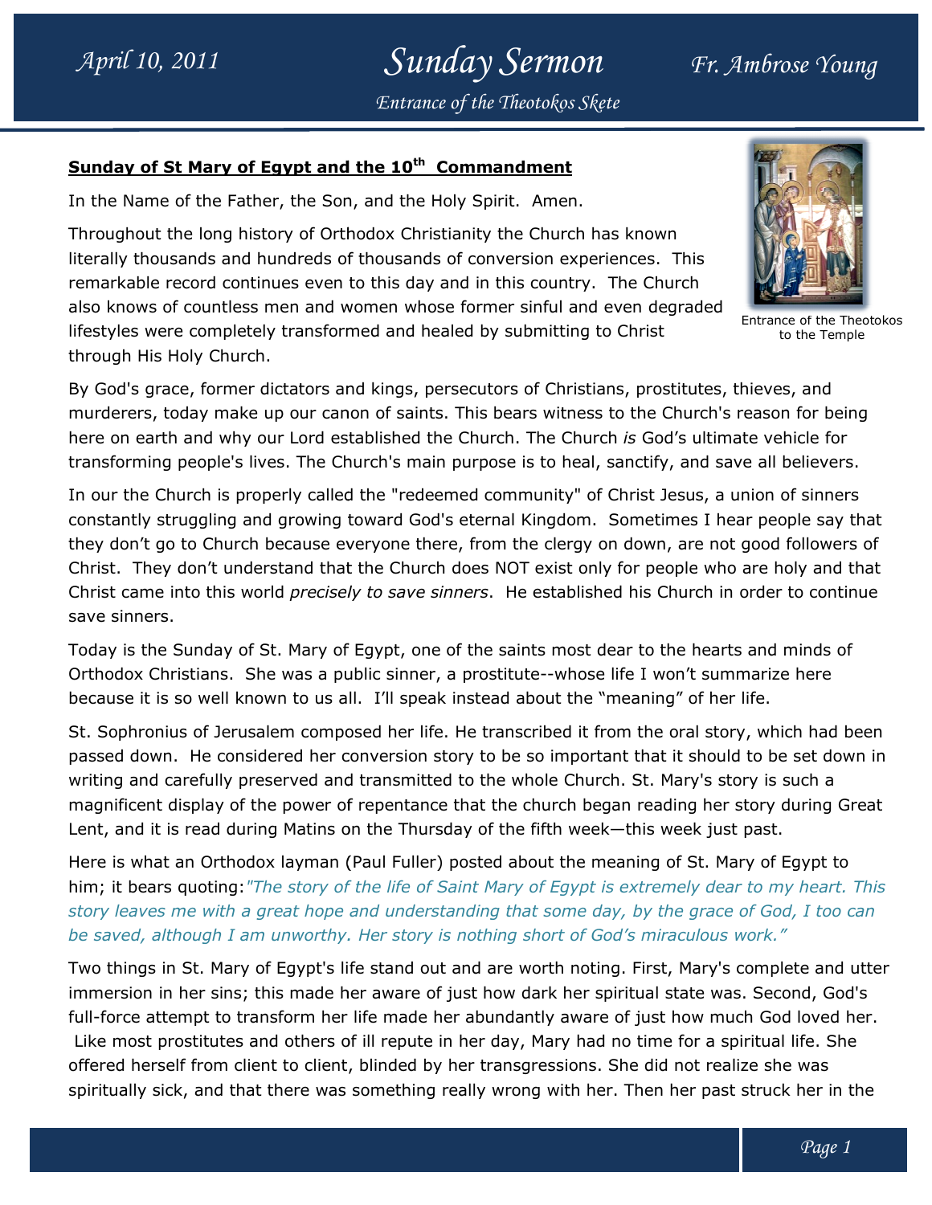## Sunday of St Mary of Egypt and the 10th Commandment

In the Name of the Father, the Son, and the Holy Spirit. Amen.

Throughout the long history of Orthodox Christianity the Church has known literally thousands and hundreds of thousands of conversion experiences. This remarkable record continues even to this day and in this country. The Church also knows of countless men and women whose former sinful and even degraded lifestyles were completely transformed and healed by submitting to Christ through His Holy Church.

Entrance of the Theotokos to the Temple

By God's grace, former dictators and kings, persecutors of Christians, prostitutes, thieves, and murderers, today make up our canon of saints. This bears witness to the Church's reason for being here on earth and why our Lord established the Church. The Church *is* God's ultimate vehicle for transforming people's lives. The Church's main purpose is to heal, sanctify, and save all believers.

In our the Church is properly called the "redeemed community" of Christ Jesus, a union of sinners constantly struggling and growing toward God's eternal Kingdom. Sometimes I hear people say that they don't go to Church because everyone there, from the clergy on down, are not good followers of Christ. They don't understand that the Church does NOT exist only for people who are holy and that Christ came into this world *precisely to save sinners*. He established his Church in order to continue save sinners.

Today is the Sunday of St. Mary of Egypt, one of the saints most dear to the hearts and minds of Orthodox Christians. She was a public sinner, a prostitute--whose life I won't summarize here because it is so well known to us all. I'll speak instead about the "meaning" of her life.

St. Sophronius of Jerusalem composed her life. He transcribed it from the oral story, which had been passed down. He considered her conversion story to be so important that it should to be set down in writing and carefully preserved and transmitted to the whole Church. St. Mary's story is such a magnificent display of the power of repentance that the church began reading her story during Great Lent, and it is read during Matins on the Thursday of the fifth week—this week just past.

Here is what an Orthodox layman (Paul Fuller) posted about the meaning of St. Mary of Egypt to him; it bears quoting: *"The story of the life of Saint Mary of Egypt is extremely dear to my heart. This story leaves me with a great hope and understanding that some day, by the grace of God, I too can be saved, although I am unworthy. Her story is nothing short of God's miraculous work."*

Two things in St. Mary of Egypt's life stand out and are worth noting. First, Mary's complete and utter immersion in her sins; this made her aware of just how dark her spiritual state was. Second, God's full-force attempt to transform her life made her abundantly aware of just how much God loved her. Like most prostitutes and others of ill repute in her day, Mary had no time for a spiritual life. She offered herself from client to client, blinded by her transgressions. She did not realize she was spiritually sick, and that there was something really wrong with her. Then her past struck her in the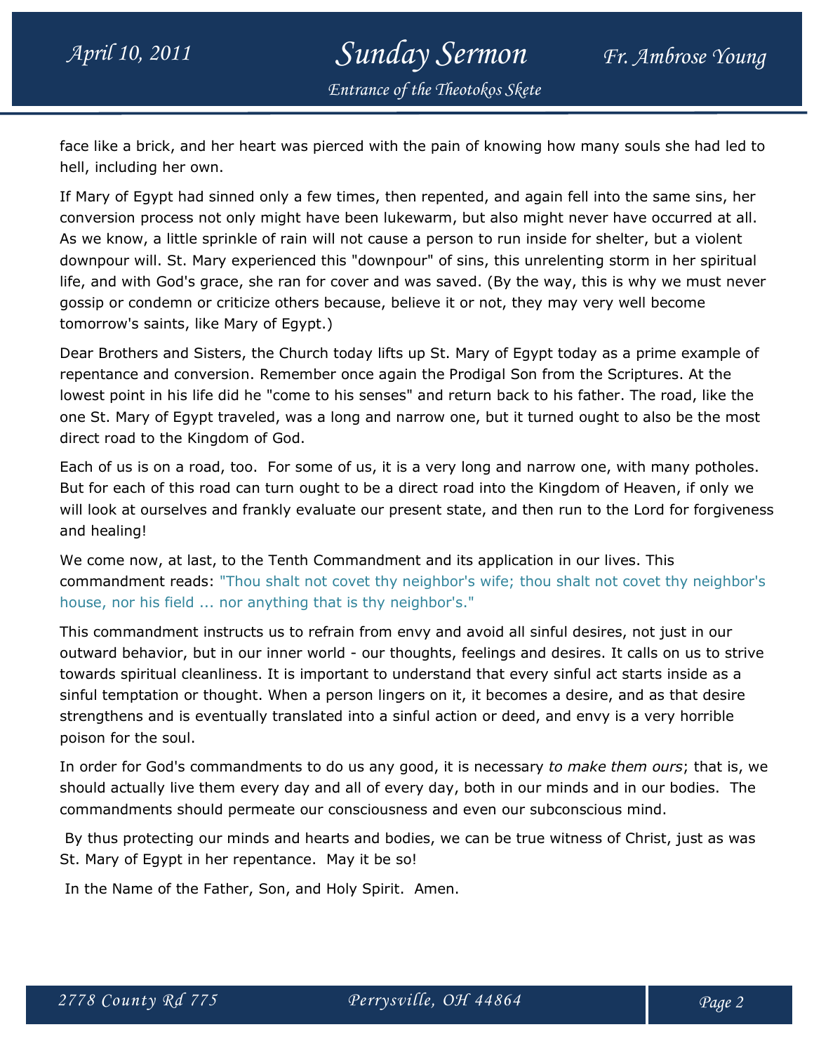face like a brick, and her heart was pierced with the pain of knowing how many souls she had led to hell, including her own.

If Mary of Egypt had sinned only a few times, then repented, and again fell into the same sins, her conversion process not only might have been lukewarm, but also might never have occurred at all. As we know, a little sprinkle of rain will not cause a person to run inside for shelter, but a violent downpour will. St. Mary experienced this "downpour" of sins, this unrelenting storm in her spiritual life, and with God's grace, she ran for cover and was saved. (By the way, this is why we must never gossip or condemn or criticize others because, believe it or not, they may very well become tomorrow's saints, like Mary of Egypt.)

Dear Brothers and Sisters, the Church today lifts up St. Mary of Egypt today as a prime example of repentance and conversion. Remember once again the Prodigal Son from the Scriptures. At the lowest point in his life did he "come to his senses" and return back to his father. The road, like the one St. Mary of Egypt traveled, was a long and narrow one, but it turned ought to also be the most direct road to the Kingdom of God.

Each of us is on a road, too. For some of us, it is a very long and narrow one, with many potholes. But for each of this road can turn ought to be a direct road into the Kingdom of Heaven, if only we will look at ourselves and frankly evaluate our present state, and then run to the Lord for forgiveness and healing!

We come now, at last, to the Tenth Commandment and its application in our lives. This commandment reads: "Thou shalt not covet thy neighbor's wife; thou shalt not covet thy neighbor's house, nor his field ... nor anything that is thy neighbor's."

This commandment instructs us to refrain from envy and avoid all sinful desires, not just in our outward behavior, but in our inner world - our thoughts, feelings and desires. It calls on us to strive towards spiritual cleanliness. It is important to understand that every sinful act starts inside as a sinful temptation or thought. When a person lingers on it, it becomes a desire, and as that desire strengthens and is eventually translated into a sinful action or deed, and envy is a very horrible poison for the soul.

In order for God's commandments to do us any good, it is necessary *to make them ours*; that is, we should actually live them every day and all of every day, both in our minds and in our bodies. The commandments should permeate our consciousness and even our subconscious mind.

By thus protecting our minds and hearts and bodies, we can be true witness of Christ, just as was St. Mary of Egypt in her repentance. May it be so!

In the Name of the Father, Son, and Holy Spirit. Amen.